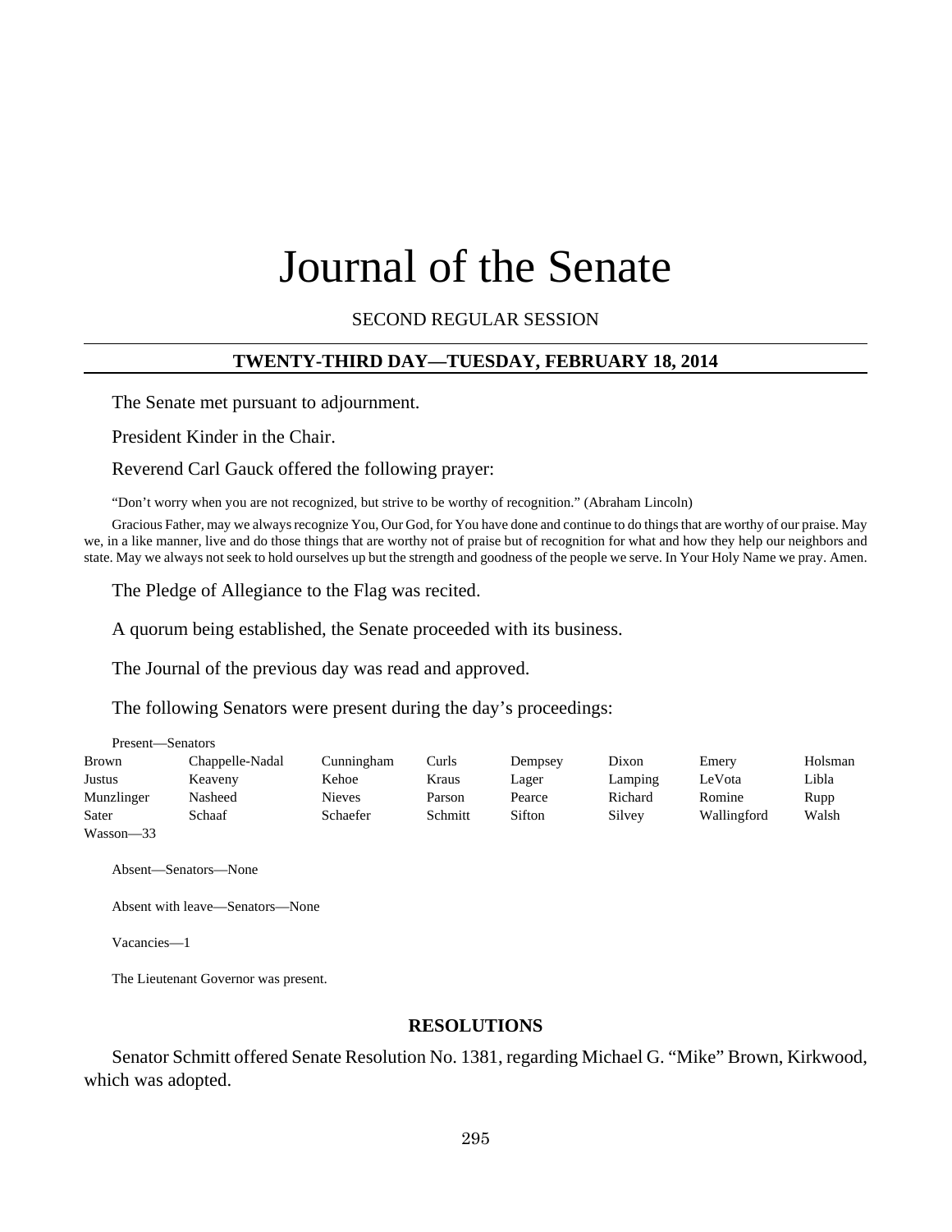# Journal of the Senate

SECOND REGULAR SESSION

## TWENTY-THIRD DAY—TUESDAY, FEBRUARY 18, 2014

The Senate met pursuant to adjournment.

President Kinder in the Chair.

Reverend Carl Gauck offered the following prayer:

"Don't worry when you are not recognized, but strive to be worthy of recognition." (Abraham Lincoln)

Gracious Father, may we always recognize You, Our God, for You have done and continue to do things that are worthy of our praise. May we, in a like manner, live and do those things that are worthy not of praise but of recognition for what and how they help our neighbors and state. May we always not seek to hold ourselves up but the strength and goodness of the people we serve. In Your Holy Name we pray. Amen.

The Pledge of Allegiance to the Flag was recited.

A quorum being established, the Senate proceeded with its business.

The Journal of the previous day was read and approved.

The following Senators were present during the day's proceedings:

Present—Senators

| | | | | | | | |
|---|---|---|---|---|---|---|---|
| Brown | Chappelle-Nadal | Cunningham | Curls | Dempsey | Dixon | Emery | Holsman |
| Justus | Keaveny | Kehoe | Kraus | Lager | Lamping | LeVota | Libla |
| Munzlinger | Nasheed | Nieves | Parson | Pearce | Richard | Romine | Rupp |
| Sater | Schaaf | Schaefer | Schmitt | Sifton | Silvey | Wallingford | Walsh |
| Wasson—33 | | | | | | | |

Absent—Senators—None

Absent with leave—Senators—None

Vacancies—1

The Lieutenant Governor was present.

## RESOLUTIONS

Senator Schmitt offered Senate Resolution No. 1381, regarding Michael G. "Mike" Brown, Kirkwood, which was adopted.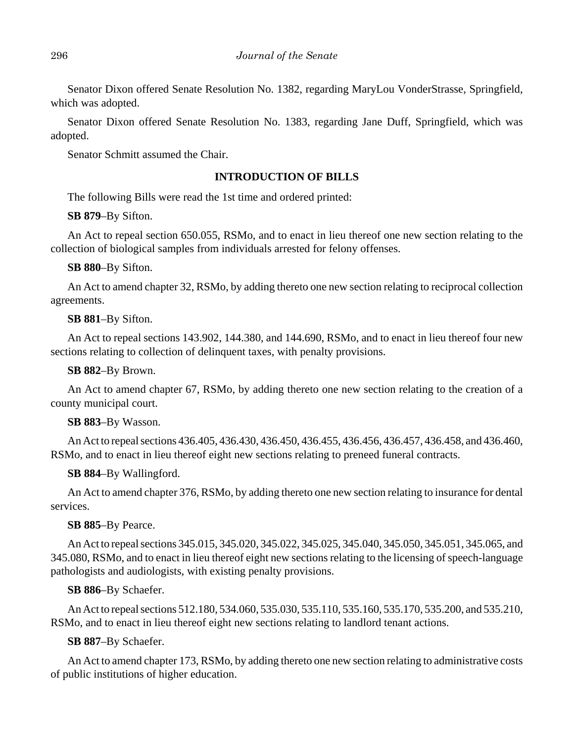Senator Dixon offered Senate Resolution No. 1382, regarding MaryLou VonderStrasse, Springfield, which was adopted.

Senator Dixon offered Senate Resolution No. 1383, regarding Jane Duff, Springfield, which was adopted.

Senator Schmitt assumed the Chair.

## INTRODUCTION OF BILLS

The following Bills were read the 1st time and ordered printed:

**SB 879**–By Sifton.

An Act to repeal section 650.055, RSMo, and to enact in lieu thereof one new section relating to the collection of biological samples from individuals arrested for felony offenses.

**SB 880**–By Sifton.

An Act to amend chapter 32, RSMo, by adding thereto one new section relating to reciprocal collection agreements.

**SB 881**–By Sifton.

An Act to repeal sections 143.902, 144.380, and 144.690, RSMo, and to enact in lieu thereof four new sections relating to collection of delinquent taxes, with penalty provisions.

**SB 882**–By Brown.

An Act to amend chapter 67, RSMo, by adding thereto one new section relating to the creation of a county municipal court.

**SB 883**–By Wasson.

An Act to repeal sections 436.405, 436.430, 436.450, 436.455, 436.456, 436.457, 436.458, and 436.460, RSMo, and to enact in lieu thereof eight new sections relating to preneed funeral contracts.

**SB 884**–By Wallingford.

An Act to amend chapter 376, RSMo, by adding thereto one new section relating to insurance for dental services.

**SB 885**–By Pearce.

An Act to repeal sections 345.015, 345.020, 345.022, 345.025, 345.040, 345.050, 345.051, 345.065, and 345.080, RSMo, and to enact in lieu thereof eight new sections relating to the licensing of speech-language pathologists and audiologists, with existing penalty provisions.

**SB 886**–By Schaefer.

An Act to repeal sections 512.180, 534.060, 535.030, 535.110, 535.160, 535.170, 535.200, and 535.210, RSMo, and to enact in lieu thereof eight new sections relating to landlord tenant actions.

**SB 887**–By Schaefer.

An Act to amend chapter 173, RSMo, by adding thereto one new section relating to administrative costs of public institutions of higher education.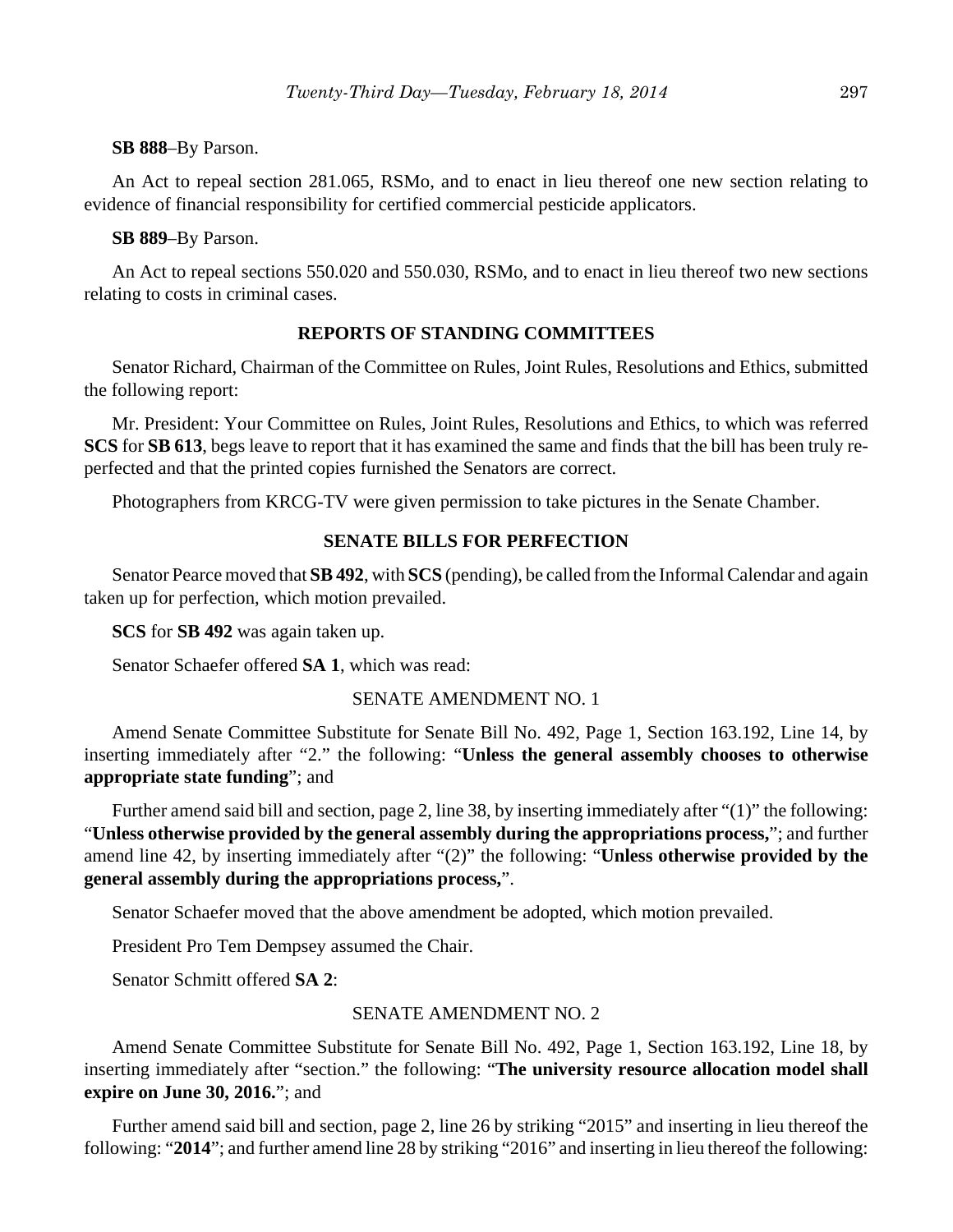**SB 888**–By Parson.

An Act to repeal section 281.065, RSMo, and to enact in lieu thereof one new section relating to evidence of financial responsibility for certified commercial pesticide applicators.

**SB 889**–By Parson.

An Act to repeal sections 550.020 and 550.030, RSMo, and to enact in lieu thereof two new sections relating to costs in criminal cases.

## REPORTS OF STANDING COMMITTEES

Senator Richard, Chairman of the Committee on Rules, Joint Rules, Resolutions and Ethics, submitted the following report:

Mr. President: Your Committee on Rules, Joint Rules, Resolutions and Ethics, to which was referred **SCS** for **SB 613**, begs leave to report that it has examined the same and finds that the bill has been truly re-perfected and that the printed copies furnished the Senators are correct.

Photographers from KRCG-TV were given permission to take pictures in the Senate Chamber.

## SENATE BILLS FOR PERFECTION

Senator Pearce moved that **SB 492**, with **SCS** (pending), be called from the Informal Calendar and again taken up for perfection, which motion prevailed.

**SCS** for **SB 492** was again taken up.

Senator Schaefer offered **SA 1**, which was read:

SENATE AMENDMENT NO. 1

Amend Senate Committee Substitute for Senate Bill No. 492, Page 1, Section 163.192, Line 14, by inserting immediately after "2." the following: "**Unless the general assembly chooses to otherwise appropriate state funding**"; and

Further amend said bill and section, page 2, line 38, by inserting immediately after "(1)" the following: "**Unless otherwise provided by the general assembly during the appropriations process,**"; and further amend line 42, by inserting immediately after "(2)" the following: "**Unless otherwise provided by the general assembly during the appropriations process,**".

Senator Schaefer moved that the above amendment be adopted, which motion prevailed.

President Pro Tem Dempsey assumed the Chair.

Senator Schmitt offered **SA 2**:

SENATE AMENDMENT NO. 2

Amend Senate Committee Substitute for Senate Bill No. 492, Page 1, Section 163.192, Line 18, by inserting immediately after "section." the following: "**The university resource allocation model shall expire on June 30, 2016.**"; and

Further amend said bill and section, page 2, line 26 by striking "2015" and inserting in lieu thereof the following: "**2014**"; and further amend line 28 by striking "2016" and inserting in lieu thereof the following: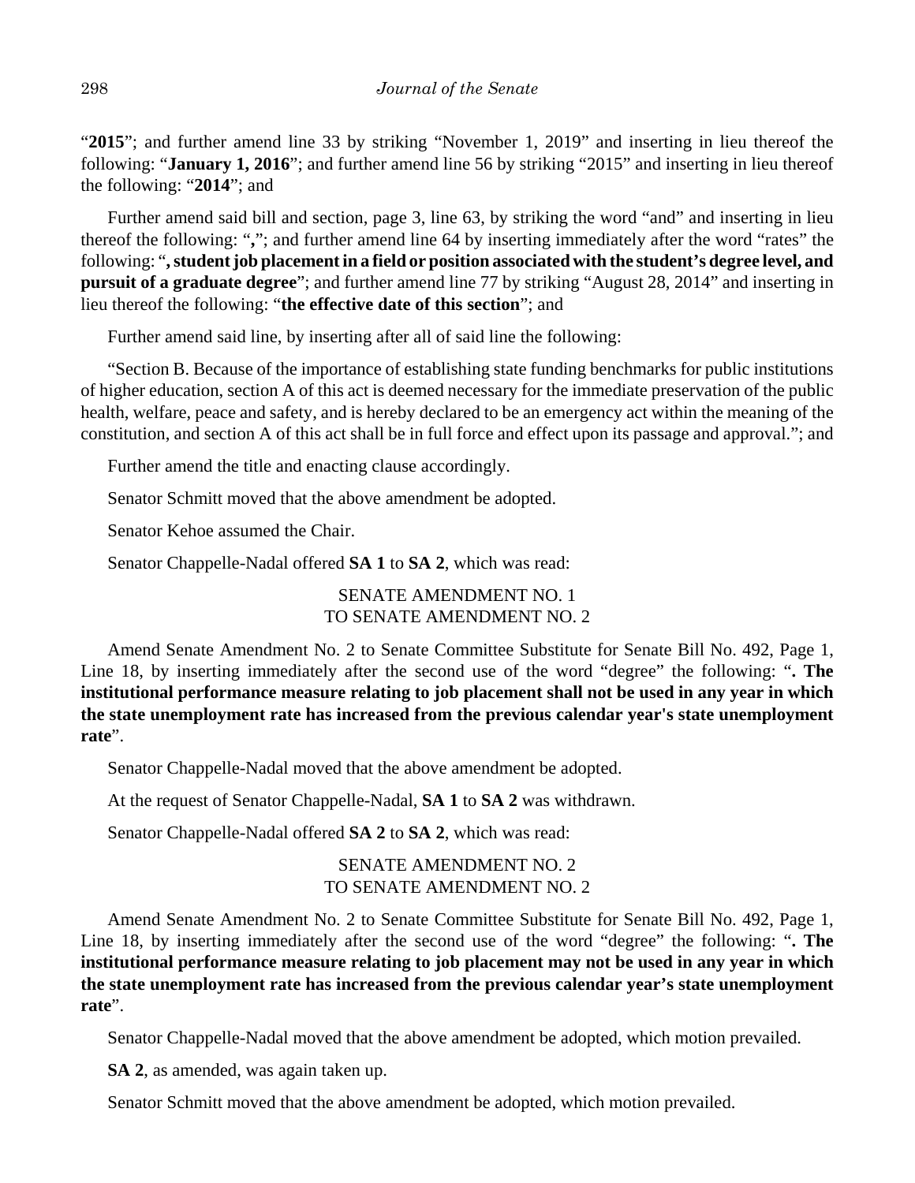"**2015**"; and further amend line 33 by striking "November 1, 2019" and inserting in lieu thereof the following: "**January 1, 2016**"; and further amend line 56 by striking "2015" and inserting in lieu thereof the following: "**2014**"; and

Further amend said bill and section, page 3, line 63, by striking the word "and" and inserting in lieu thereof the following: "**,**"; and further amend line 64 by inserting immediately after the word "rates" the following: "**, student job placement in a field or position associated with the student's degree level, and pursuit of a graduate degree**"; and further amend line 77 by striking "August 28, 2014" and inserting in lieu thereof the following: "**the effective date of this section**"; and

Further amend said line, by inserting after all of said line the following:

"Section B. Because of the importance of establishing state funding benchmarks for public institutions of higher education, section A of this act is deemed necessary for the immediate preservation of the public health, welfare, peace and safety, and is hereby declared to be an emergency act within the meaning of the constitution, and section A of this act shall be in full force and effect upon its passage and approval."; and

Further amend the title and enacting clause accordingly.

Senator Schmitt moved that the above amendment be adopted.

Senator Kehoe assumed the Chair.

Senator Chappelle-Nadal offered **SA 1** to **SA 2**, which was read:

SENATE AMENDMENT NO. 1
TO SENATE AMENDMENT NO. 2

Amend Senate Amendment No. 2 to Senate Committee Substitute for Senate Bill No. 492, Page 1, Line 18, by inserting immediately after the second use of the word "degree" the following: "**. The institutional performance measure relating to job placement shall not be used in any year in which the state unemployment rate has increased from the previous calendar year's state unemployment rate**".

Senator Chappelle-Nadal moved that the above amendment be adopted.

At the request of Senator Chappelle-Nadal, **SA 1** to **SA 2** was withdrawn.

Senator Chappelle-Nadal offered **SA 2** to **SA 2**, which was read:

SENATE AMENDMENT NO. 2
TO SENATE AMENDMENT NO. 2

Amend Senate Amendment No. 2 to Senate Committee Substitute for Senate Bill No. 492, Page 1, Line 18, by inserting immediately after the second use of the word "degree" the following: "**. The institutional performance measure relating to job placement may not be used in any year in which the state unemployment rate has increased from the previous calendar year's state unemployment rate**".

Senator Chappelle-Nadal moved that the above amendment be adopted, which motion prevailed.

**SA 2**, as amended, was again taken up.

Senator Schmitt moved that the above amendment be adopted, which motion prevailed.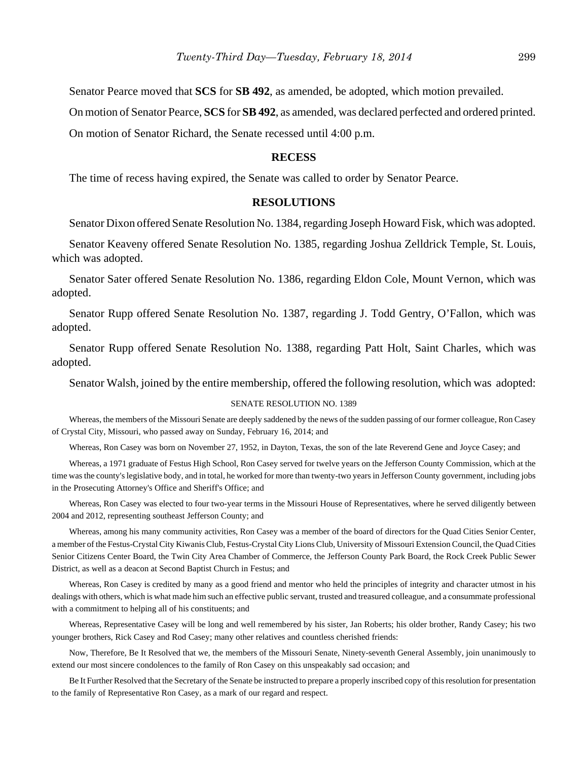Senator Pearce moved that **SCS** for **SB 492**, as amended, be adopted, which motion prevailed.

On motion of Senator Pearce, **SCS** for **SB 492**, as amended, was declared perfected and ordered printed.

On motion of Senator Richard, the Senate recessed until 4:00 p.m.

## RECESS

The time of recess having expired, the Senate was called to order by Senator Pearce.

## RESOLUTIONS

Senator Dixon offered Senate Resolution No. 1384, regarding Joseph Howard Fisk, which was adopted.

Senator Keaveny offered Senate Resolution No. 1385, regarding Joshua Zelldrick Temple, St. Louis, which was adopted.

Senator Sater offered Senate Resolution No. 1386, regarding Eldon Cole, Mount Vernon, which was adopted.

Senator Rupp offered Senate Resolution No. 1387, regarding J. Todd Gentry, O'Fallon, which was adopted.

Senator Rupp offered Senate Resolution No. 1388, regarding Patt Holt, Saint Charles, which was adopted.

Senator Walsh, joined by the entire membership, offered the following resolution, which was adopted:

SENATE RESOLUTION NO. 1389

Whereas, the members of the Missouri Senate are deeply saddened by the news of the sudden passing of our former colleague, Ron Casey of Crystal City, Missouri, who passed away on Sunday, February 16, 2014; and

Whereas, Ron Casey was born on November 27, 1952, in Dayton, Texas, the son of the late Reverend Gene and Joyce Casey; and

Whereas, a 1971 graduate of Festus High School, Ron Casey served for twelve years on the Jefferson County Commission, which at the time was the county's legislative body, and in total, he worked for more than twenty-two years in Jefferson County government, including jobs in the Prosecuting Attorney's Office and Sheriff's Office; and

Whereas, Ron Casey was elected to four two-year terms in the Missouri House of Representatives, where he served diligently between 2004 and 2012, representing southeast Jefferson County; and

Whereas, among his many community activities, Ron Casey was a member of the board of directors for the Quad Cities Senior Center, a member of the Festus-Crystal City Kiwanis Club, Festus-Crystal City Lions Club, University of Missouri Extension Council, the Quad Cities Senior Citizens Center Board, the Twin City Area Chamber of Commerce, the Jefferson County Park Board, the Rock Creek Public Sewer District, as well as a deacon at Second Baptist Church in Festus; and

Whereas, Ron Casey is credited by many as a good friend and mentor who held the principles of integrity and character utmost in his dealings with others, which is what made him such an effective public servant, trusted and treasured colleague, and a consummate professional with a commitment to helping all of his constituents; and

Whereas, Representative Casey will be long and well remembered by his sister, Jan Roberts; his older brother, Randy Casey; his two younger brothers, Rick Casey and Rod Casey; many other relatives and countless cherished friends:

Now, Therefore, Be It Resolved that we, the members of the Missouri Senate, Ninety-seventh General Assembly, join unanimously to extend our most sincere condolences to the family of Ron Casey on this unspeakably sad occasion; and

Be It Further Resolved that the Secretary of the Senate be instructed to prepare a properly inscribed copy of this resolution for presentation to the family of Representative Ron Casey, as a mark of our regard and respect.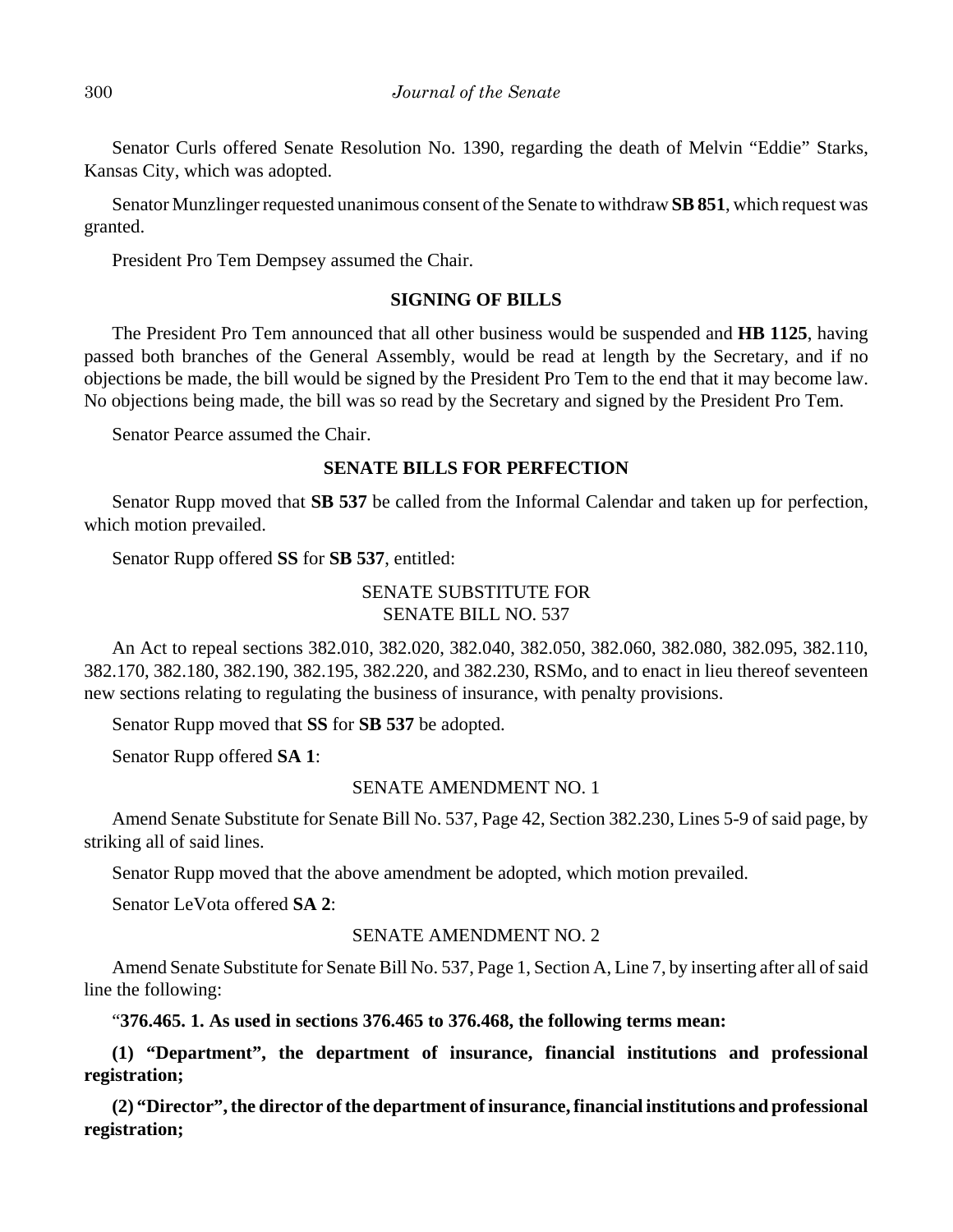Senator Curls offered Senate Resolution No. 1390, regarding the death of Melvin "Eddie" Starks, Kansas City, which was adopted.

Senator Munzlinger requested unanimous consent of the Senate to withdraw **SB 851**, which request was granted.

President Pro Tem Dempsey assumed the Chair.

**SIGNING OF BILLS**

The President Pro Tem announced that all other business would be suspended and **HB 1125**, having passed both branches of the General Assembly, would be read at length by the Secretary, and if no objections be made, the bill would be signed by the President Pro Tem to the end that it may become law. No objections being made, the bill was so read by the Secretary and signed by the President Pro Tem.

Senator Pearce assumed the Chair.

**SENATE BILLS FOR PERFECTION**

Senator Rupp moved that **SB 537** be called from the Informal Calendar and taken up for perfection, which motion prevailed.

Senator Rupp offered **SS** for **SB 537**, entitled:

SENATE SUBSTITUTE FOR
SENATE BILL NO. 537

An Act to repeal sections 382.010, 382.020, 382.040, 382.050, 382.060, 382.080, 382.095, 382.110, 382.170, 382.180, 382.190, 382.195, 382.220, and 382.230, RSMo, and to enact in lieu thereof seventeen new sections relating to regulating the business of insurance, with penalty provisions.

Senator Rupp moved that **SS** for **SB 537** be adopted.

Senator Rupp offered **SA 1**:

SENATE AMENDMENT NO. 1

Amend Senate Substitute for Senate Bill No. 537, Page 42, Section 382.230, Lines 5-9 of said page, by striking all of said lines.

Senator Rupp moved that the above amendment be adopted, which motion prevailed.

Senator LeVota offered **SA 2**:

SENATE AMENDMENT NO. 2

Amend Senate Substitute for Senate Bill No. 537, Page 1, Section A, Line 7, by inserting after all of said line the following:

"**376.465. 1. As used in sections 376.465 to 376.468, the following terms mean:**

**(1) "Department", the department of insurance, financial institutions and professional registration;**

**(2) "Director", the director of the department of insurance, financial institutions and professional registration;**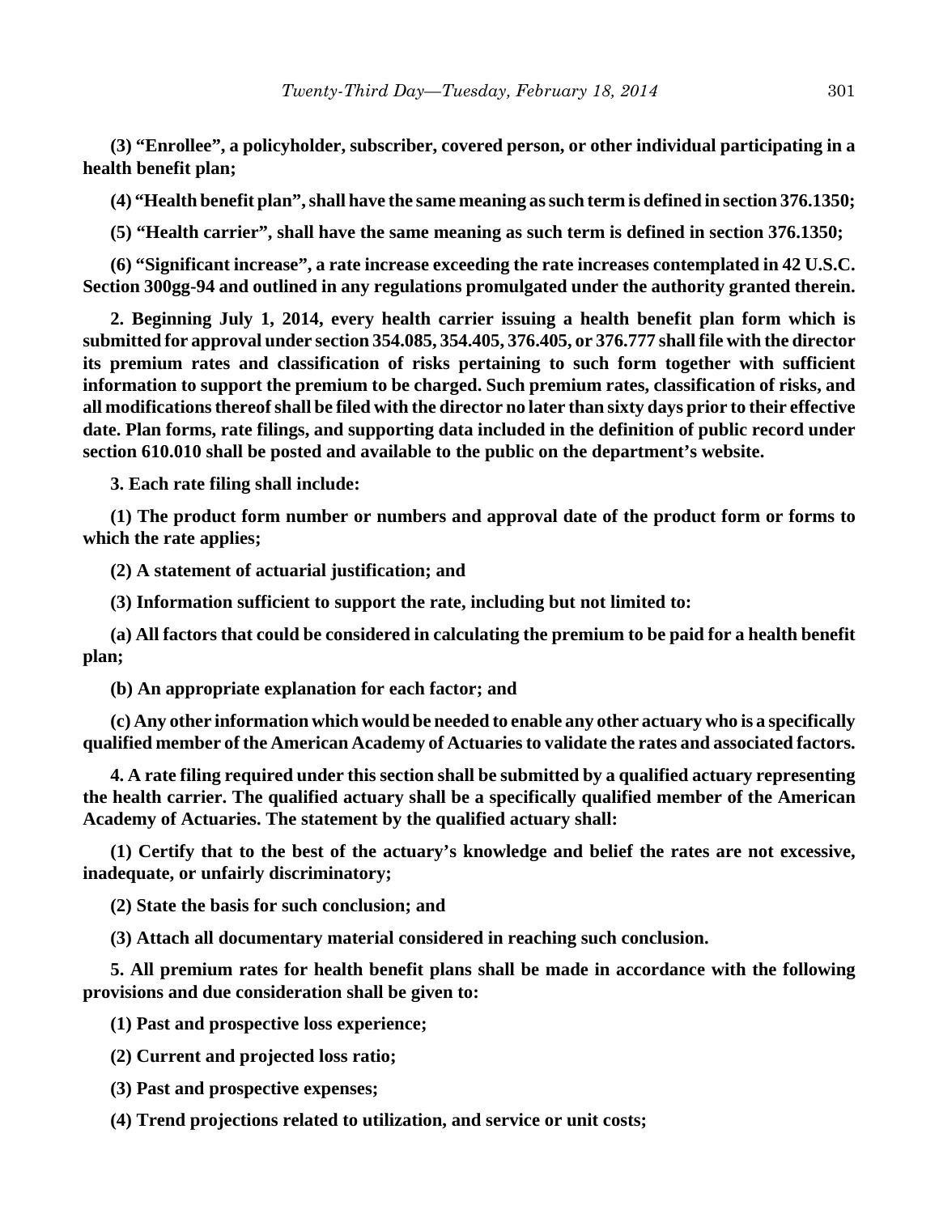**(3) "Enrollee", a policyholder, subscriber, covered person, or other individual participating in a health benefit plan;**

**(4) "Health benefit plan", shall have the same meaning as such term is defined in section 376.1350;**

**(5) "Health carrier", shall have the same meaning as such term is defined in section 376.1350;**

**(6) "Significant increase", a rate increase exceeding the rate increases contemplated in 42 U.S.C. Section 300gg-94 and outlined in any regulations promulgated under the authority granted therein.**

**2. Beginning July 1, 2014, every health carrier issuing a health benefit plan form which is submitted for approval under section 354.085, 354.405, 376.405, or 376.777 shall file with the director its premium rates and classification of risks pertaining to such form together with sufficient information to support the premium to be charged. Such premium rates, classification of risks, and all modifications thereof shall be filed with the director no later than sixty days prior to their effective date. Plan forms, rate filings, and supporting data included in the definition of public record under section 610.010 shall be posted and available to the public on the department's website.**

**3. Each rate filing shall include:**

**(1) The product form number or numbers and approval date of the product form or forms to which the rate applies;**

**(2) A statement of actuarial justification; and**

**(3) Information sufficient to support the rate, including but not limited to:**

**(a) All factors that could be considered in calculating the premium to be paid for a health benefit plan;**

**(b) An appropriate explanation for each factor; and**

**(c) Any other information which would be needed to enable any other actuary who is a specifically qualified member of the American Academy of Actuaries to validate the rates and associated factors.**

**4. A rate filing required under this section shall be submitted by a qualified actuary representing the health carrier. The qualified actuary shall be a specifically qualified member of the American Academy of Actuaries. The statement by the qualified actuary shall:**

**(1) Certify that to the best of the actuary's knowledge and belief the rates are not excessive, inadequate, or unfairly discriminatory;**

**(2) State the basis for such conclusion; and**

**(3) Attach all documentary material considered in reaching such conclusion.**

**5. All premium rates for health benefit plans shall be made in accordance with the following provisions and due consideration shall be given to:**

**(1) Past and prospective loss experience;**

**(2) Current and projected loss ratio;**

**(3) Past and prospective expenses;**

**(4) Trend projections related to utilization, and service or unit costs;**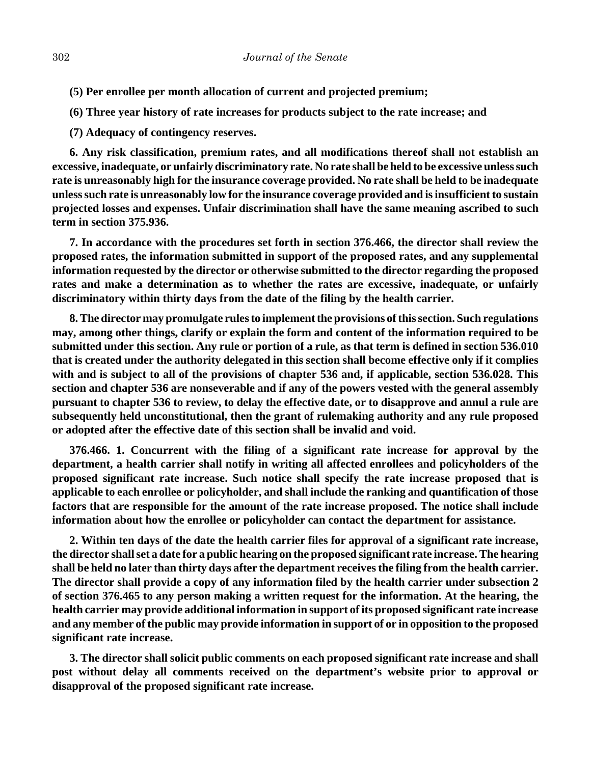**(5) Per enrollee per month allocation of current and projected premium;**

**(6) Three year history of rate increases for products subject to the rate increase; and**

**(7) Adequacy of contingency reserves.**

**6. Any risk classification, premium rates, and all modifications thereof shall not establish an excessive, inadequate, or unfairly discriminatory rate. No rate shall be held to be excessive unless such rate is unreasonably high for the insurance coverage provided. No rate shall be held to be inadequate unless such rate is unreasonably low for the insurance coverage provided and is insufficient to sustain projected losses and expenses. Unfair discrimination shall have the same meaning ascribed to such term in section 375.936.**

**7. In accordance with the procedures set forth in section 376.466, the director shall review the proposed rates, the information submitted in support of the proposed rates, and any supplemental information requested by the director or otherwise submitted to the director regarding the proposed rates and make a determination as to whether the rates are excessive, inadequate, or unfairly discriminatory within thirty days from the date of the filing by the health carrier.**

**8. The director may promulgate rules to implement the provisions of this section. Such regulations may, among other things, clarify or explain the form and content of the information required to be submitted under this section. Any rule or portion of a rule, as that term is defined in section 536.010 that is created under the authority delegated in this section shall become effective only if it complies with and is subject to all of the provisions of chapter 536 and, if applicable, section 536.028. This section and chapter 536 are nonseverable and if any of the powers vested with the general assembly pursuant to chapter 536 to review, to delay the effective date, or to disapprove and annul a rule are subsequently held unconstitutional, then the grant of rulemaking authority and any rule proposed or adopted after the effective date of this section shall be invalid and void.**

**376.466. 1. Concurrent with the filing of a significant rate increase for approval by the department, a health carrier shall notify in writing all affected enrollees and policyholders of the proposed significant rate increase. Such notice shall specify the rate increase proposed that is applicable to each enrollee or policyholder, and shall include the ranking and quantification of those factors that are responsible for the amount of the rate increase proposed. The notice shall include information about how the enrollee or policyholder can contact the department for assistance.**

**2. Within ten days of the date the health carrier files for approval of a significant rate increase, the director shall set a date for a public hearing on the proposed significant rate increase. The hearing shall be held no later than thirty days after the department receives the filing from the health carrier. The director shall provide a copy of any information filed by the health carrier under subsection 2 of section 376.465 to any person making a written request for the information. At the hearing, the health carrier may provide additional information in support of its proposed significant rate increase and any member of the public may provide information in support of or in opposition to the proposed significant rate increase.**

**3. The director shall solicit public comments on each proposed significant rate increase and shall post without delay all comments received on the department's website prior to approval or disapproval of the proposed significant rate increase.**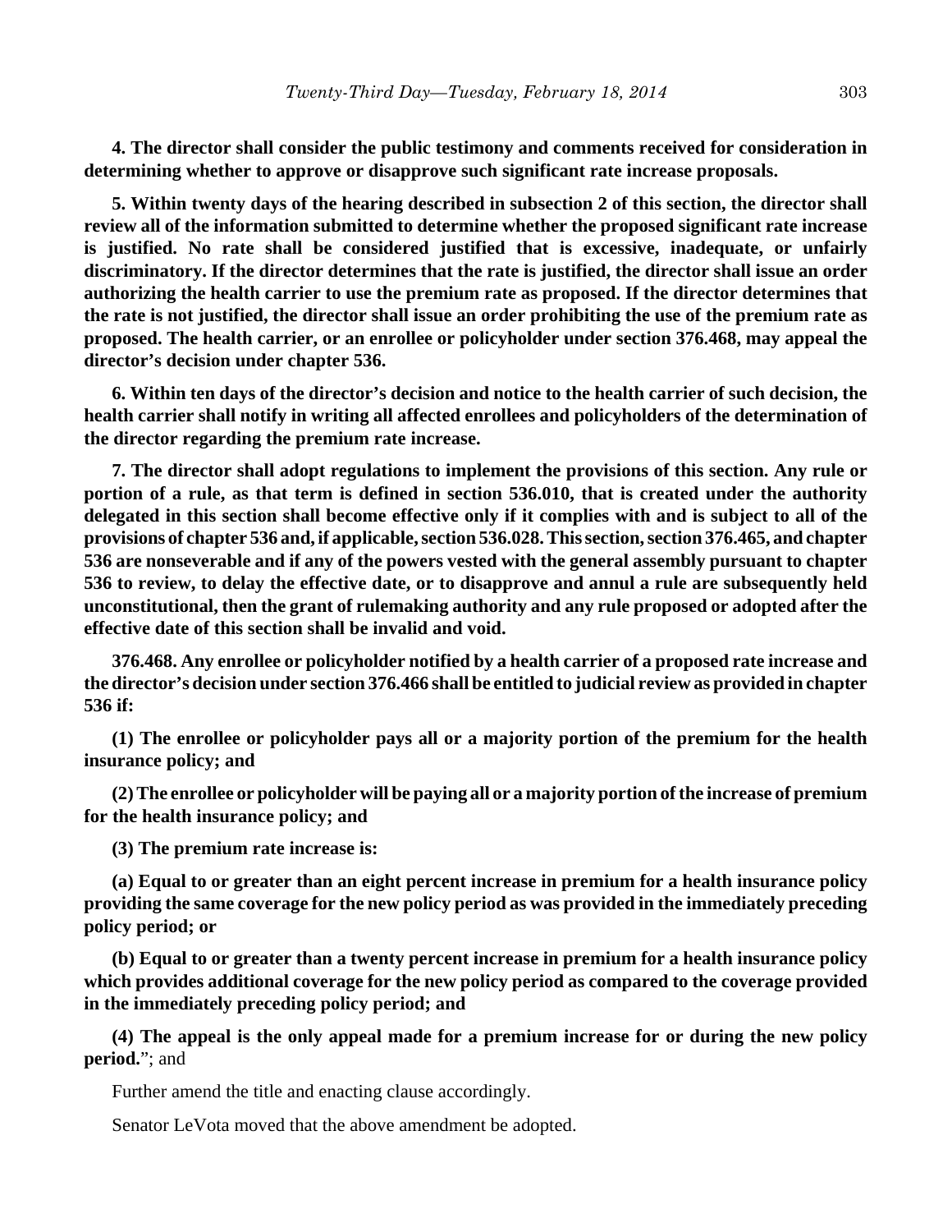**4. The director shall consider the public testimony and comments received for consideration in determining whether to approve or disapprove such significant rate increase proposals.**

**5. Within twenty days of the hearing described in subsection 2 of this section, the director shall review all of the information submitted to determine whether the proposed significant rate increase is justified. No rate shall be considered justified that is excessive, inadequate, or unfairly discriminatory. If the director determines that the rate is justified, the director shall issue an order authorizing the health carrier to use the premium rate as proposed. If the director determines that the rate is not justified, the director shall issue an order prohibiting the use of the premium rate as proposed. The health carrier, or an enrollee or policyholder under section 376.468, may appeal the director's decision under chapter 536.**

**6. Within ten days of the director's decision and notice to the health carrier of such decision, the health carrier shall notify in writing all affected enrollees and policyholders of the determination of the director regarding the premium rate increase.**

**7. The director shall adopt regulations to implement the provisions of this section. Any rule or portion of a rule, as that term is defined in section 536.010, that is created under the authority delegated in this section shall become effective only if it complies with and is subject to all of the provisions of chapter 536 and, if applicable, section 536.028. This section, section 376.465, and chapter 536 are nonseverable and if any of the powers vested with the general assembly pursuant to chapter 536 to review, to delay the effective date, or to disapprove and annul a rule are subsequently held unconstitutional, then the grant of rulemaking authority and any rule proposed or adopted after the effective date of this section shall be invalid and void.**

**376.468. Any enrollee or policyholder notified by a health carrier of a proposed rate increase and the director's decision under section 376.466 shall be entitled to judicial review as provided in chapter 536 if:**

**(1) The enrollee or policyholder pays all or a majority portion of the premium for the health insurance policy; and**

**(2) The enrollee or policyholder will be paying all or a majority portion of the increase of premium for the health insurance policy; and**

**(3) The premium rate increase is:**

**(a) Equal to or greater than an eight percent increase in premium for a health insurance policy providing the same coverage for the new policy period as was provided in the immediately preceding policy period; or**

**(b) Equal to or greater than a twenty percent increase in premium for a health insurance policy which provides additional coverage for the new policy period as compared to the coverage provided in the immediately preceding policy period; and**

**(4) The appeal is the only appeal made for a premium increase for or during the new policy period.**"; and

Further amend the title and enacting clause accordingly.

Senator LeVota moved that the above amendment be adopted.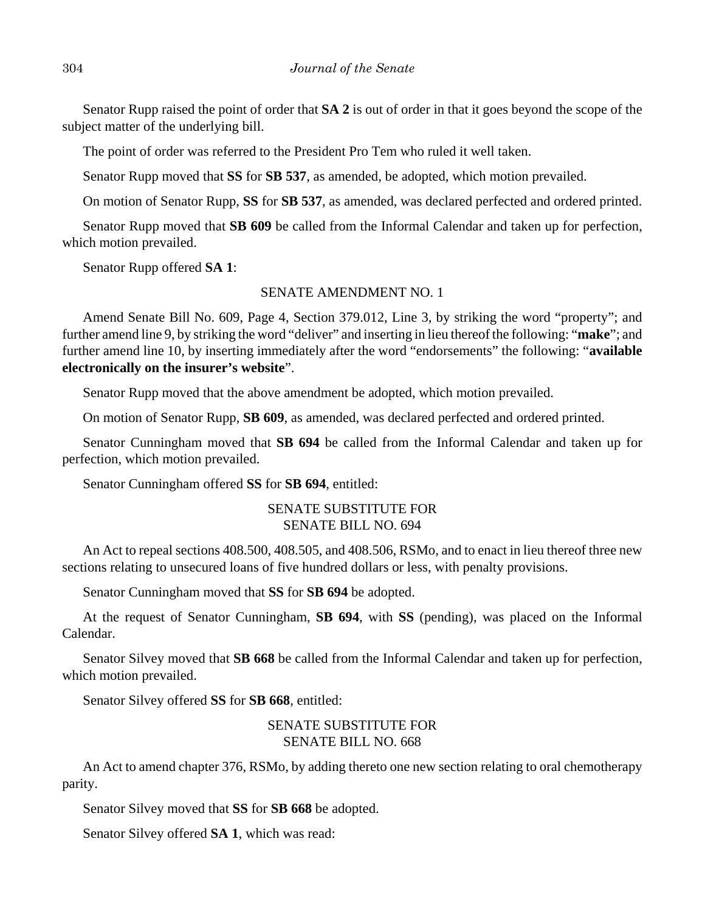Senator Rupp raised the point of order that **SA 2** is out of order in that it goes beyond the scope of the subject matter of the underlying bill.

The point of order was referred to the President Pro Tem who ruled it well taken.

Senator Rupp moved that **SS** for **SB 537**, as amended, be adopted, which motion prevailed.

On motion of Senator Rupp, **SS** for **SB 537**, as amended, was declared perfected and ordered printed.

Senator Rupp moved that **SB 609** be called from the Informal Calendar and taken up for perfection, which motion prevailed.

Senator Rupp offered **SA 1**:

SENATE AMENDMENT NO. 1

Amend Senate Bill No. 609, Page 4, Section 379.012, Line 3, by striking the word "property"; and further amend line 9, by striking the word "deliver" and inserting in lieu thereof the following: "**make**"; and further amend line 10, by inserting immediately after the word "endorsements" the following: "**available electronically on the insurer's website**".

Senator Rupp moved that the above amendment be adopted, which motion prevailed.

On motion of Senator Rupp, **SB 609**, as amended, was declared perfected and ordered printed.

Senator Cunningham moved that **SB 694** be called from the Informal Calendar and taken up for perfection, which motion prevailed.

Senator Cunningham offered **SS** for **SB 694**, entitled:

SENATE SUBSTITUTE FOR
SENATE BILL NO. 694

An Act to repeal sections 408.500, 408.505, and 408.506, RSMo, and to enact in lieu thereof three new sections relating to unsecured loans of five hundred dollars or less, with penalty provisions.

Senator Cunningham moved that **SS** for **SB 694** be adopted.

At the request of Senator Cunningham, **SB 694**, with **SS** (pending), was placed on the Informal Calendar.

Senator Silvey moved that **SB 668** be called from the Informal Calendar and taken up for perfection, which motion prevailed.

Senator Silvey offered **SS** for **SB 668**, entitled:

SENATE SUBSTITUTE FOR
SENATE BILL NO. 668

An Act to amend chapter 376, RSMo, by adding thereto one new section relating to oral chemotherapy parity.

Senator Silvey moved that **SS** for **SB 668** be adopted.

Senator Silvey offered **SA 1**, which was read: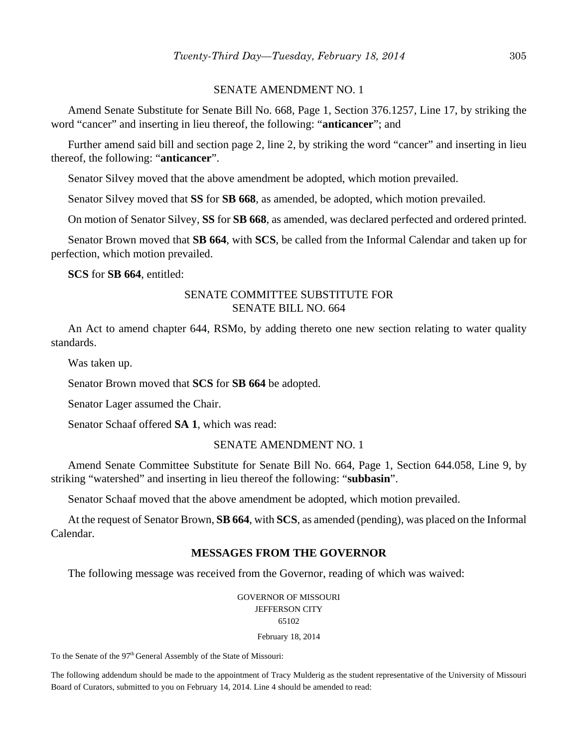SENATE AMENDMENT NO. 1

Amend Senate Substitute for Senate Bill No. 668, Page 1, Section 376.1257, Line 17, by striking the word "cancer" and inserting in lieu thereof, the following: "**anticancer**"; and

Further amend said bill and section page 2, line 2, by striking the word "cancer" and inserting in lieu thereof, the following: "**anticancer**".

Senator Silvey moved that the above amendment be adopted, which motion prevailed.

Senator Silvey moved that **SS** for **SB 668**, as amended, be adopted, which motion prevailed.

On motion of Senator Silvey, **SS** for **SB 668**, as amended, was declared perfected and ordered printed.

Senator Brown moved that **SB 664**, with **SCS**, be called from the Informal Calendar and taken up for perfection, which motion prevailed.

**SCS** for **SB 664**, entitled:

SENATE COMMITTEE SUBSTITUTE FOR
SENATE BILL NO. 664

An Act to amend chapter 644, RSMo, by adding thereto one new section relating to water quality standards.

Was taken up.

Senator Brown moved that **SCS** for **SB 664** be adopted.

Senator Lager assumed the Chair.

Senator Schaaf offered **SA 1**, which was read:

SENATE AMENDMENT NO. 1

Amend Senate Committee Substitute for Senate Bill No. 664, Page 1, Section 644.058, Line 9, by striking "watershed" and inserting in lieu thereof the following: "**subbasin**".

Senator Schaaf moved that the above amendment be adopted, which motion prevailed.

At the request of Senator Brown, **SB 664**, with **SCS**, as amended (pending), was placed on the Informal Calendar.

## MESSAGES FROM THE GOVERNOR

The following message was received from the Governor, reading of which was waived:

GOVERNOR OF MISSOURI
JEFFERSON CITY
65102

February 18, 2014

To the Senate of the 97th General Assembly of the State of Missouri:

The following addendum should be made to the appointment of Tracy Mulderig as the student representative of the University of Missouri Board of Curators, submitted to you on February 14, 2014. Line 4 should be amended to read: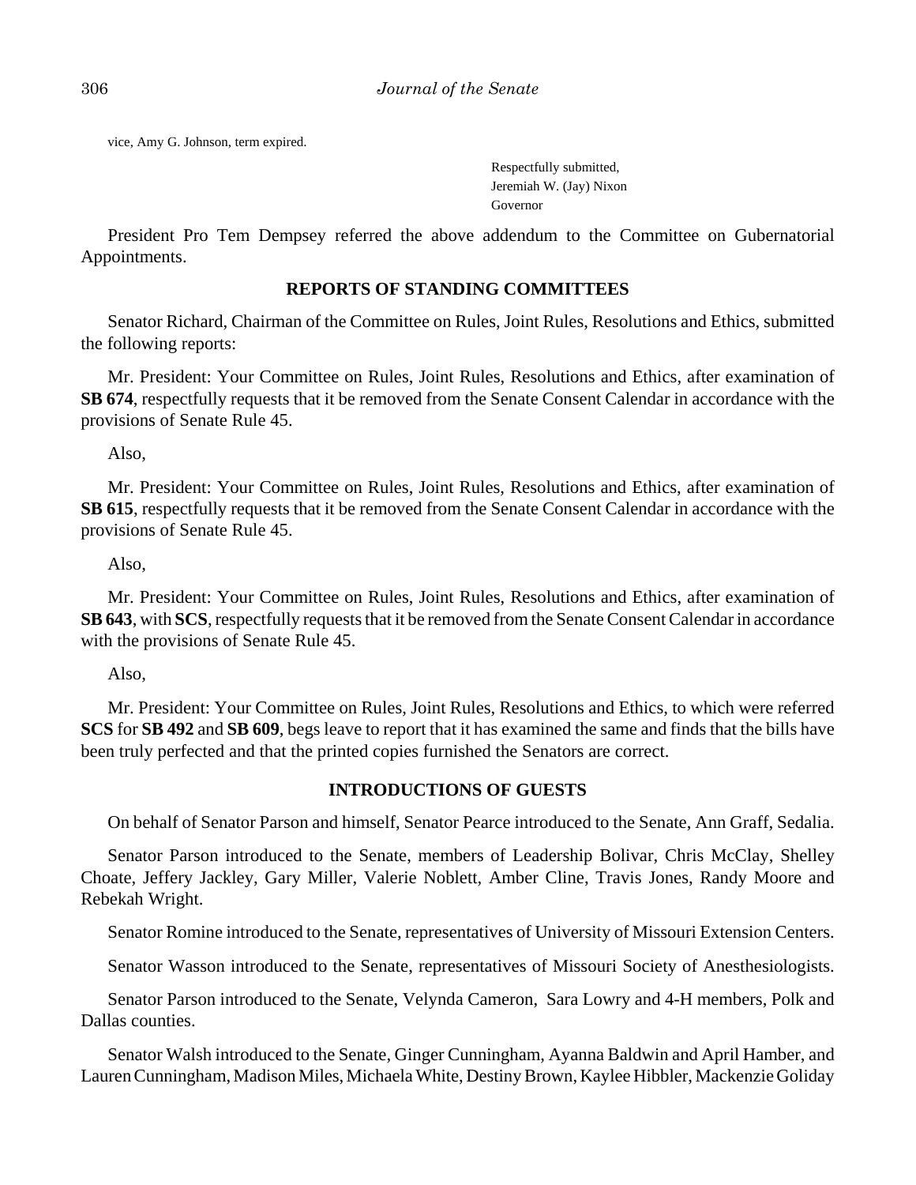vice, Amy G. Johnson, term expired.

Respectfully submitted,
Jeremiah W. (Jay) Nixon
Governor

President Pro Tem Dempsey referred the above addendum to the Committee on Gubernatorial Appointments.

## REPORTS OF STANDING COMMITTEES

Senator Richard, Chairman of the Committee on Rules, Joint Rules, Resolutions and Ethics, submitted the following reports:

Mr. President: Your Committee on Rules, Joint Rules, Resolutions and Ethics, after examination of **SB 674**, respectfully requests that it be removed from the Senate Consent Calendar in accordance with the provisions of Senate Rule 45.

Also,

Mr. President: Your Committee on Rules, Joint Rules, Resolutions and Ethics, after examination of **SB 615**, respectfully requests that it be removed from the Senate Consent Calendar in accordance with the provisions of Senate Rule 45.

Also,

Mr. President: Your Committee on Rules, Joint Rules, Resolutions and Ethics, after examination of **SB 643**, with **SCS**, respectfully requests that it be removed from the Senate Consent Calendar in accordance with the provisions of Senate Rule 45.

Also,

Mr. President: Your Committee on Rules, Joint Rules, Resolutions and Ethics, to which were referred **SCS** for **SB 492** and **SB 609**, begs leave to report that it has examined the same and finds that the bills have been truly perfected and that the printed copies furnished the Senators are correct.

## INTRODUCTIONS OF GUESTS

On behalf of Senator Parson and himself, Senator Pearce introduced to the Senate, Ann Graff, Sedalia.

Senator Parson introduced to the Senate, members of Leadership Bolivar, Chris McClay, Shelley Choate, Jeffery Jackley, Gary Miller, Valerie Noblett, Amber Cline, Travis Jones, Randy Moore and Rebekah Wright.

Senator Romine introduced to the Senate, representatives of University of Missouri Extension Centers.

Senator Wasson introduced to the Senate, representatives of Missouri Society of Anesthesiologists.

Senator Parson introduced to the Senate, Velynda Cameron, Sara Lowry and 4-H members, Polk and Dallas counties.

Senator Walsh introduced to the Senate, Ginger Cunningham, Ayanna Baldwin and April Hamber, and Lauren Cunningham, Madison Miles, Michaela White, Destiny Brown, Kaylee Hibbler, Mackenzie Goliday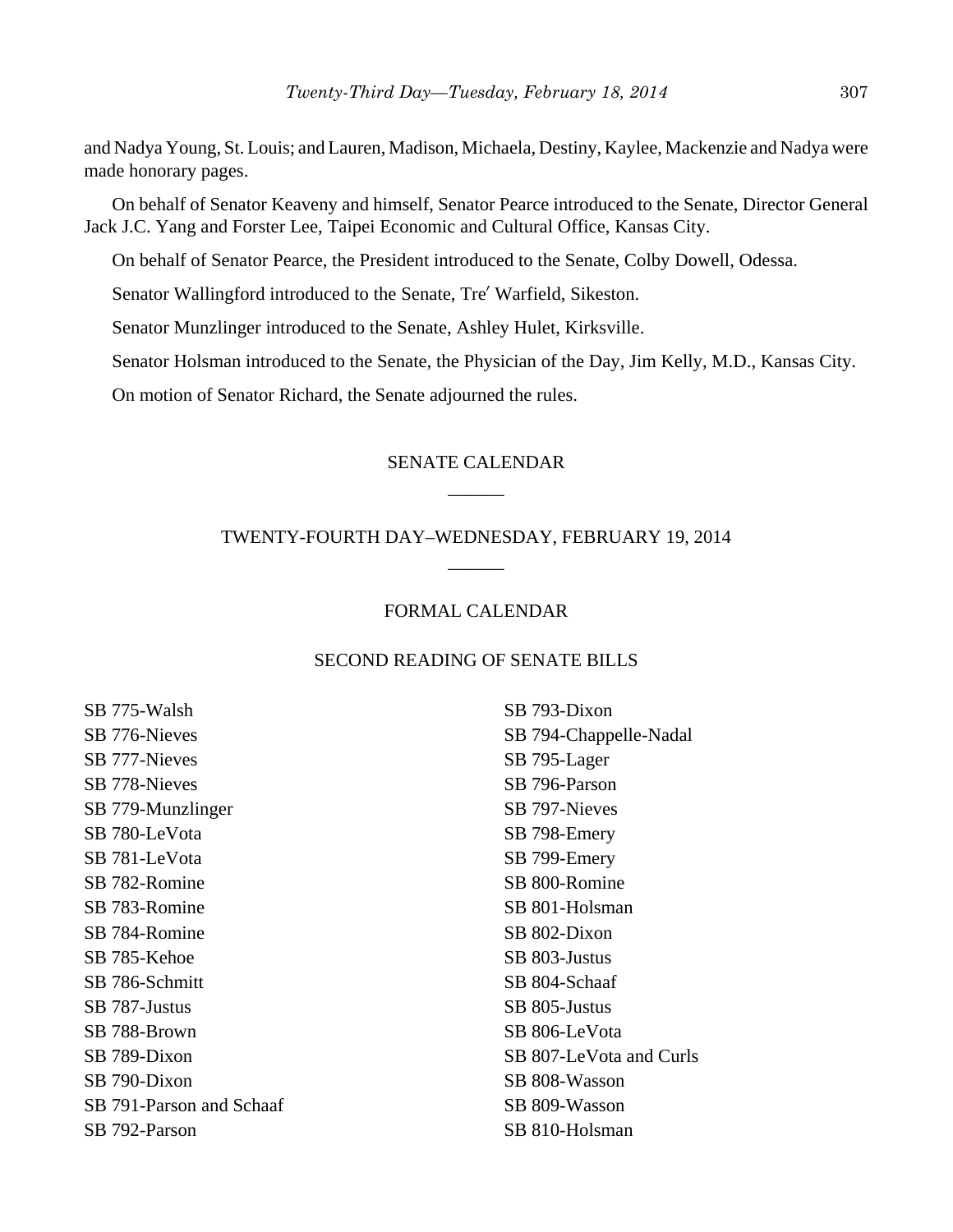and Nadya Young, St. Louis; and Lauren, Madison, Michaela, Destiny, Kaylee, Mackenzie and Nadya were made honorary pages.

On behalf of Senator Keaveny and himself, Senator Pearce introduced to the Senate, Director General Jack J.C. Yang and Forster Lee, Taipei Economic and Cultural Office, Kansas City.

On behalf of Senator Pearce, the President introduced to the Senate, Colby Dowell, Odessa.

Senator Wallingford introduced to the Senate, Tre′ Warfield, Sikeston.

Senator Munzlinger introduced to the Senate, Ashley Hulet, Kirksville.

Senator Holsman introduced to the Senate, the Physician of the Day, Jim Kelly, M.D., Kansas City.

On motion of Senator Richard, the Senate adjourned the rules.

## SENATE CALENDAR

______

## TWENTY-FOURTH DAY–WEDNESDAY, FEBRUARY 19, 2014

______

### FORMAL CALENDAR

### SECOND READING OF SENATE BILLS

SB 775-Walsh
SB 776-Nieves
SB 777-Nieves
SB 778-Nieves
SB 779-Munzlinger
SB 780-LeVota
SB 781-LeVota
SB 782-Romine
SB 783-Romine
SB 784-Romine
SB 785-Kehoe
SB 786-Schmitt
SB 787-Justus
SB 788-Brown
SB 789-Dixon
SB 790-Dixon
SB 791-Parson and Schaaf
SB 792-Parson
SB 793-Dixon
SB 794-Chappelle-Nadal
SB 795-Lager
SB 796-Parson
SB 797-Nieves
SB 798-Emery
SB 799-Emery
SB 800-Romine
SB 801-Holsman
SB 802-Dixon
SB 803-Justus
SB 804-Schaaf
SB 805-Justus
SB 806-LeVota
SB 807-LeVota and Curls
SB 808-Wasson
SB 809-Wasson
SB 810-Holsman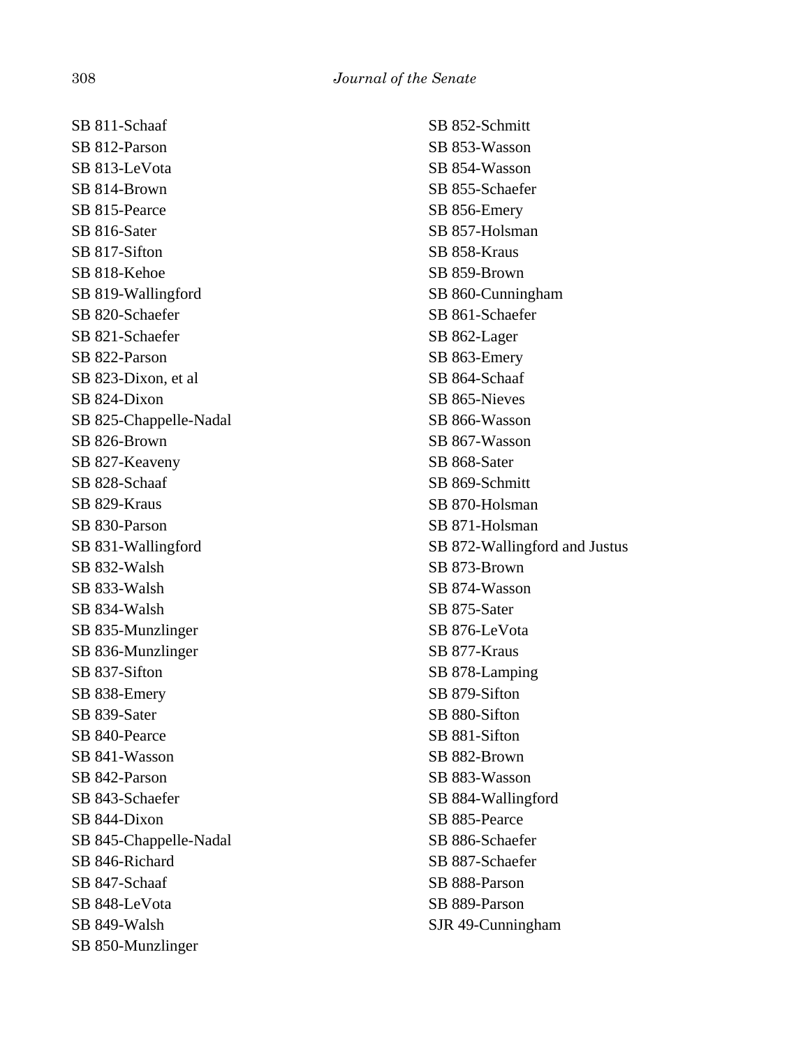SB 811-Schaaf
SB 812-Parson
SB 813-LeVota
SB 814-Brown
SB 815-Pearce
SB 816-Sater
SB 817-Sifton
SB 818-Kehoe
SB 819-Wallingford
SB 820-Schaefer
SB 821-Schaefer
SB 822-Parson
SB 823-Dixon, et al
SB 824-Dixon
SB 825-Chappelle-Nadal
SB 826-Brown
SB 827-Keaveny
SB 828-Schaaf
SB 829-Kraus
SB 830-Parson
SB 831-Wallingford
SB 832-Walsh
SB 833-Walsh
SB 834-Walsh
SB 835-Munzlinger
SB 836-Munzlinger
SB 837-Sifton
SB 838-Emery
SB 839-Sater
SB 840-Pearce
SB 841-Wasson
SB 842-Parson
SB 843-Schaefer
SB 844-Dixon
SB 845-Chappelle-Nadal
SB 846-Richard
SB 847-Schaaf
SB 848-LeVota
SB 849-Walsh
SB 850-Munzlinger
SB 852-Schmitt
SB 853-Wasson
SB 854-Wasson
SB 855-Schaefer
SB 856-Emery
SB 857-Holsman
SB 858-Kraus
SB 859-Brown
SB 860-Cunningham
SB 861-Schaefer
SB 862-Lager
SB 863-Emery
SB 864-Schaaf
SB 865-Nieves
SB 866-Wasson
SB 867-Wasson
SB 868-Sater
SB 869-Schmitt
SB 870-Holsman
SB 871-Holsman
SB 872-Wallingford and Justus
SB 873-Brown
SB 874-Wasson
SB 875-Sater
SB 876-LeVota
SB 877-Kraus
SB 878-Lamping
SB 879-Sifton
SB 880-Sifton
SB 881-Sifton
SB 882-Brown
SB 883-Wasson
SB 884-Wallingford
SB 885-Pearce
SB 886-Schaefer
SB 887-Schaefer
SB 888-Parson
SB 889-Parson
SJR 49-Cunningham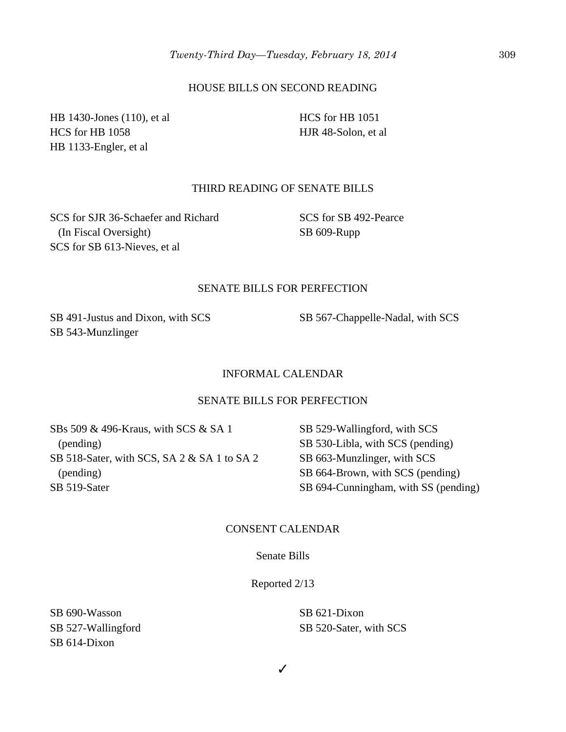## HOUSE BILLS ON SECOND READING

HB 1430-Jones (110), et al
HCS for HB 1058
HB 1133-Engler, et al
HCS for HB 1051
HJR 48-Solon, et al

## THIRD READING OF SENATE BILLS

SCS for SJR 36-Schaefer and Richard
(In Fiscal Oversight)
SCS for SB 613-Nieves, et al
SCS for SB 492-Pearce
SB 609-Rupp

## SENATE BILLS FOR PERFECTION

SB 491-Justus and Dixon, with SCS
SB 543-Munzlinger
SB 567-Chappelle-Nadal, with SCS

## INFORMAL CALENDAR

### SENATE BILLS FOR PERFECTION

SBs 509 & 496-Kraus, with SCS & SA 1
(pending)
SB 518-Sater, with SCS, SA 2 & SA 1 to SA 2
(pending)
SB 519-Sater
SB 529-Wallingford, with SCS
SB 530-Libla, with SCS (pending)
SB 663-Munzlinger, with SCS
SB 664-Brown, with SCS (pending)
SB 694-Cunningham, with SS (pending)

## CONSENT CALENDAR

### Senate Bills

Reported 2/13

SB 690-Wasson
SB 527-Wallingford
SB 614-Dixon
SB 621-Dixon
SB 520-Sater, with SCS

✓